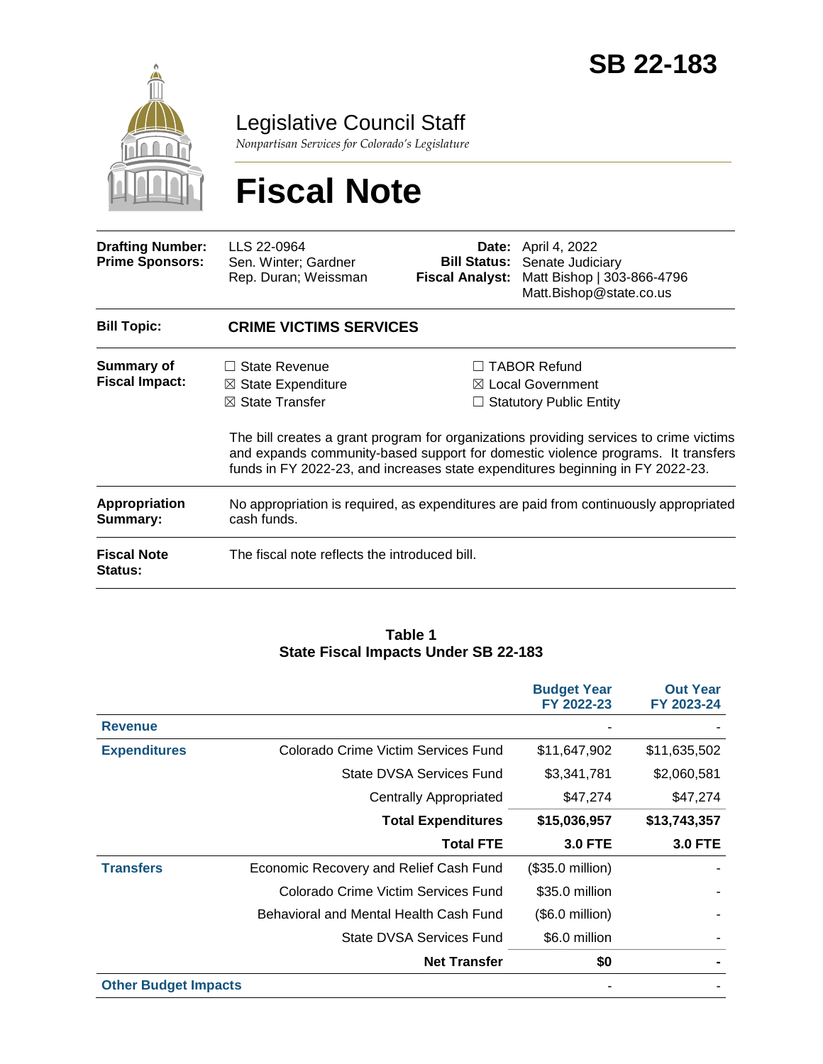# SB 22-183

## Legislative Council Staff

*Nonpartisan Services for Colorado's Legislature*

# Fiscal Note

| | | | |
|---|---|---|---|
| **Drafting Number:** | LLS 22-0964 | **Date:** | April 4, 2022 |
| **Prime Sponsors:** | Sen. Winter; Gardner<br>Rep. Duran; Weissman | **Bill Status:** | Senate Judiciary |
| | | **Fiscal Analyst:** | Matt Bishop \| 303-866-4796<br>Matt.Bishop@state.co.us |

| | |
|---|---|
| **Bill Topic:** | **CRIME VICTIMS SERVICES** |
| **Summary of Fiscal Impact:** | ☐ State Revenue ☒ State Expenditure ☒ State Transfer ☐ TABOR Refund ☒ Local Government ☐ Statutory Public Entity<br><br>The bill creates a grant program for organizations providing services to crime victims and expands community-based support for domestic violence programs. It transfers funds in FY 2022-23, and increases state expenditures beginning in FY 2022-23. |
| **Appropriation Summary:** | No appropriation is required, as expenditures are paid from continuously appropriated cash funds. |
| **Fiscal Note Status:** | The fiscal note reflects the introduced bill. |

**Table 1**
**State Fiscal Impacts Under SB 22-183**

| | | Budget Year FY 2022-23 | Out Year FY 2023-24 |
|---|---|---|---|
| **Revenue** | | - | - |
| **Expenditures** | Colorado Crime Victim Services Fund | $11,647,902 | $11,635,502 |
| | State DVSA Services Fund | $3,341,781 | $2,060,581 |
| | Centrally Appropriated | $47,274 | $47,274 |
| | **Total Expenditures** | **$15,036,957** | **$13,743,357** |
| | **Total FTE** | **3.0 FTE** | **3.0 FTE** |
| **Transfers** | Economic Recovery and Relief Cash Fund | ($35.0 million) | - |
| | Colorado Crime Victim Services Fund | $35.0 million | - |
| | Behavioral and Mental Health Cash Fund | ($6.0 million) | - |
| | State DVSA Services Fund | $6.0 million | - |
| | **Net Transfer** | **$0** | **-** |
| **Other Budget Impacts** | | - | - |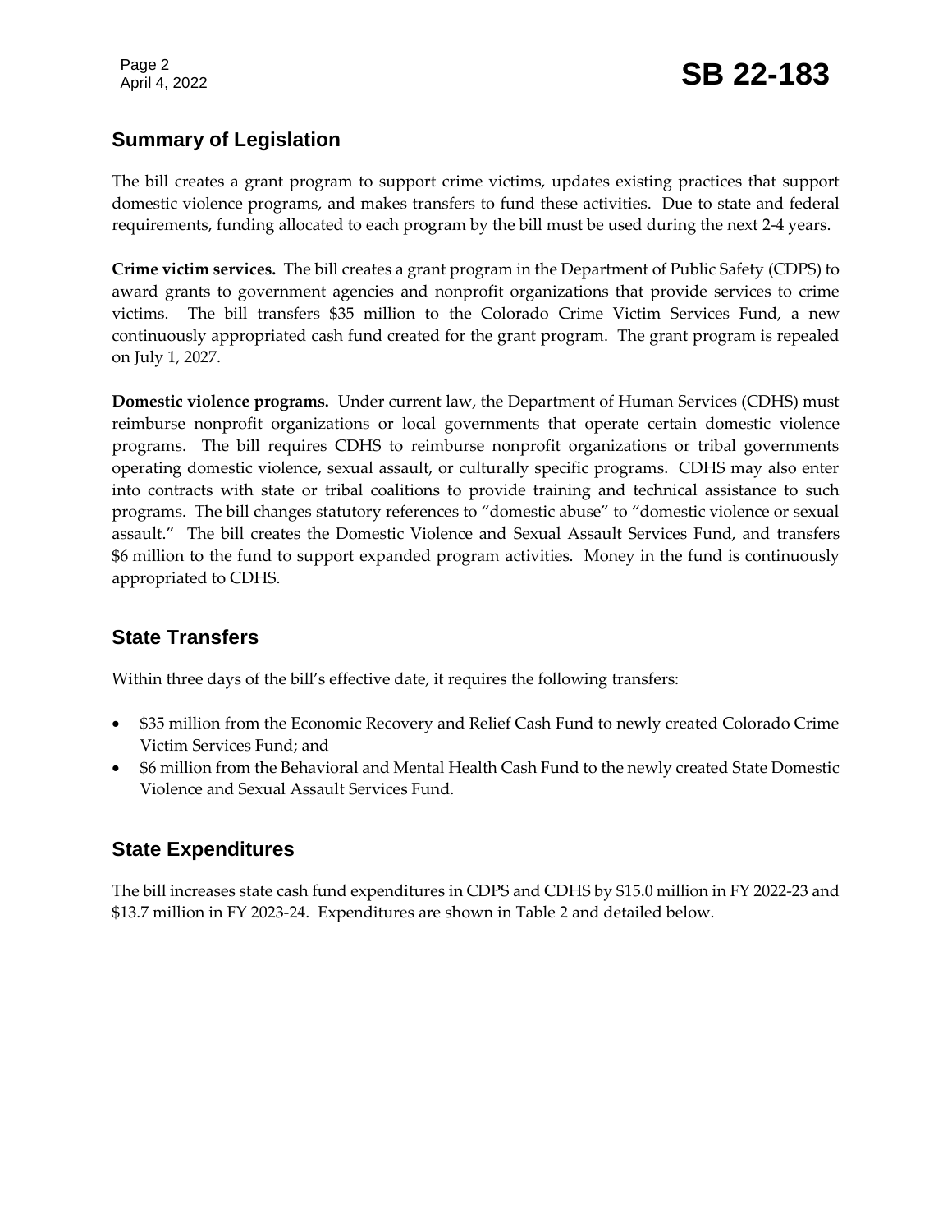## Summary of Legislation

The bill creates a grant program to support crime victims, updates existing practices that support domestic violence programs, and makes transfers to fund these activities. Due to state and federal requirements, funding allocated to each program by the bill must be used during the next 2-4 years.

**Crime victim services.** The bill creates a grant program in the Department of Public Safety (CDPS) to award grants to government agencies and nonprofit organizations that provide services to crime victims. The bill transfers $35 million to the Colorado Crime Victim Services Fund, a new continuously appropriated cash fund created for the grant program. The grant program is repealed on July 1, 2027.

**Domestic violence programs.** Under current law, the Department of Human Services (CDHS) must reimburse nonprofit organizations or local governments that operate certain domestic violence programs. The bill requires CDHS to reimburse nonprofit organizations or tribal governments operating domestic violence, sexual assault, or culturally specific programs. CDHS may also enter into contracts with state or tribal coalitions to provide training and technical assistance to such programs. The bill changes statutory references to "domestic abuse" to "domestic violence or sexual assault." The bill creates the Domestic Violence and Sexual Assault Services Fund, and transfers $6 million to the fund to support expanded program activities. Money in the fund is continuously appropriated to CDHS.

## State Transfers

Within three days of the bill's effective date, it requires the following transfers:

- $35 million from the Economic Recovery and Relief Cash Fund to newly created Colorado Crime Victim Services Fund; and
- $6 million from the Behavioral and Mental Health Cash Fund to the newly created State Domestic Violence and Sexual Assault Services Fund.

## State Expenditures

The bill increases state cash fund expenditures in CDPS and CDHS by $15.0 million in FY 2022-23 and $13.7 million in FY 2023-24. Expenditures are shown in Table 2 and detailed below.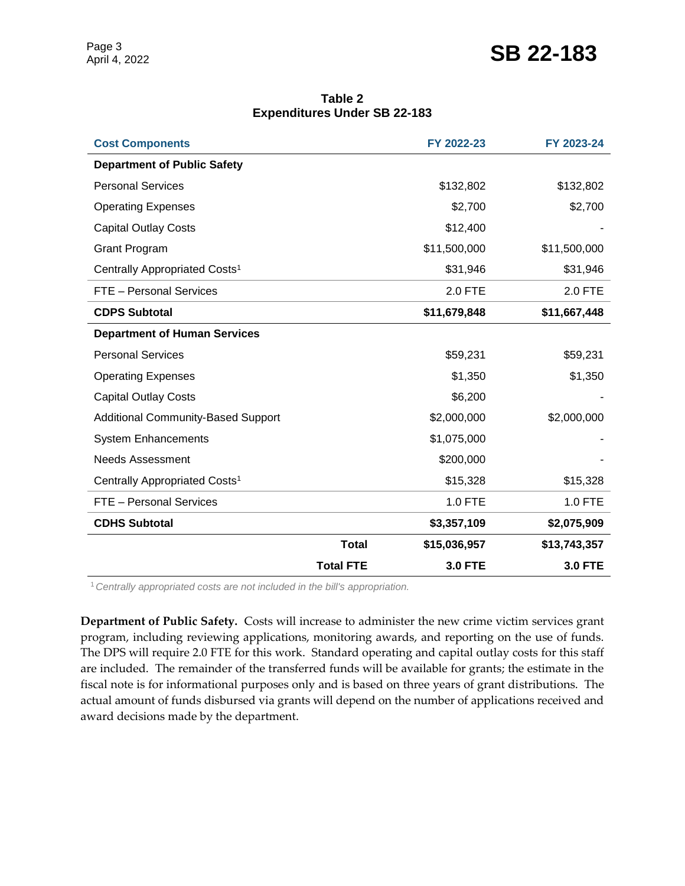**Table 2**
**Expenditures Under SB 22-183**

| Cost Components | FY 2022-23 | FY 2023-24 |
|---|---|---|
| **Department of Public Safety** | | |
| Personal Services | $132,802 | $132,802 |
| Operating Expenses | $2,700 | $2,700 |
| Capital Outlay Costs | $12,400 | - |
| Grant Program | $11,500,000 | $11,500,000 |
| Centrally Appropriated Costs[1] | $31,946 | $31,946 |
| FTE – Personal Services | 2.0 FTE | 2.0 FTE |
| **CDPS Subtotal** | **$11,679,848** | **$11,667,448** |
| **Department of Human Services** | | |
| Personal Services | $59,231 | $59,231 |
| Operating Expenses | $1,350 | $1,350 |
| Capital Outlay Costs | $6,200 | - |
| Additional Community-Based Support | $2,000,000 | $2,000,000 |
| System Enhancements | $1,075,000 | - |
| Needs Assessment | $200,000 | - |
| Centrally Appropriated Costs[1] | $15,328 | $15,328 |
| FTE – Personal Services | 1.0 FTE | 1.0 FTE |
| **CDHS Subtotal** | **$3,357,109** | **$2,075,909** |
| **Total** | **$15,036,957** | **$13,743,357** |
| **Total FTE** | **3.0 FTE** | **3.0 FTE** |

[1] *Centrally appropriated costs are not included in the bill's appropriation.*

**Department of Public Safety.** Costs will increase to administer the new crime victim services grant program, including reviewing applications, monitoring awards, and reporting on the use of funds. The DPS will require 2.0 FTE for this work. Standard operating and capital outlay costs for this staff are included. The remainder of the transferred funds will be available for grants; the estimate in the fiscal note is for informational purposes only and is based on three years of grant distributions. The actual amount of funds disbursed via grants will depend on the number of applications received and award decisions made by the department.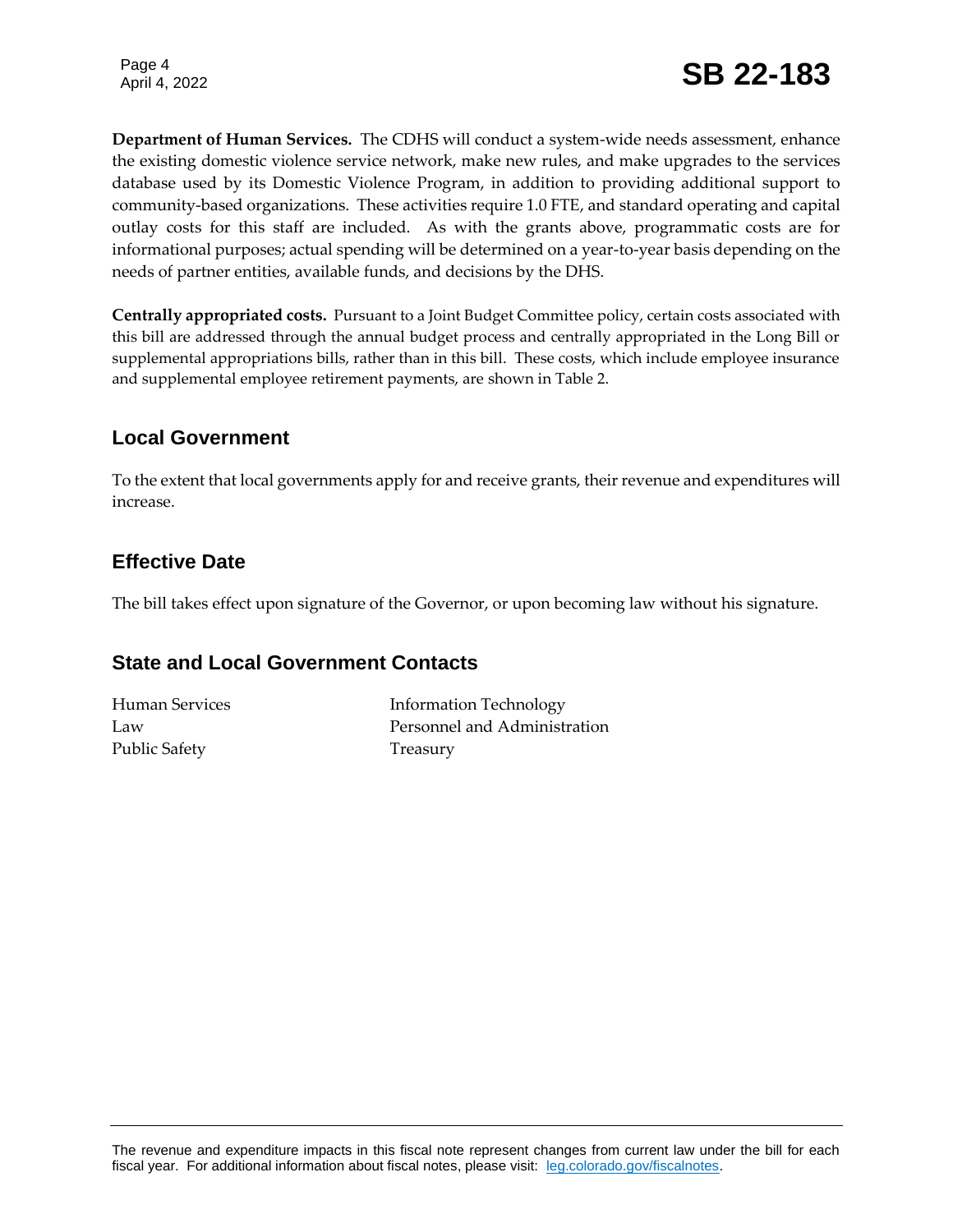**Department of Human Services.** The CDHS will conduct a system-wide needs assessment, enhance the existing domestic violence service network, make new rules, and make upgrades to the services database used by its Domestic Violence Program, in addition to providing additional support to community-based organizations. These activities require 1.0 FTE, and standard operating and capital outlay costs for this staff are included. As with the grants above, programmatic costs are for informational purposes; actual spending will be determined on a year-to-year basis depending on the needs of partner entities, available funds, and decisions by the DHS.

**Centrally appropriated costs.** Pursuant to a Joint Budget Committee policy, certain costs associated with this bill are addressed through the annual budget process and centrally appropriated in the Long Bill or supplemental appropriations bills, rather than in this bill. These costs, which include employee insurance and supplemental employee retirement payments, are shown in Table 2.

## Local Government

To the extent that local governments apply for and receive grants, their revenue and expenditures will increase.

## Effective Date

The bill takes effect upon signature of the Governor, or upon becoming law without his signature.

## State and Local Government Contacts

| | |
|---|---|
| Human Services | Information Technology |
| Law | Personnel and Administration |
| Public Safety | Treasury |

The revenue and expenditure impacts in this fiscal note represent changes from current law under the bill for each fiscal year. For additional information about fiscal notes, please visit: leg.colorado.gov/fiscalnotes.